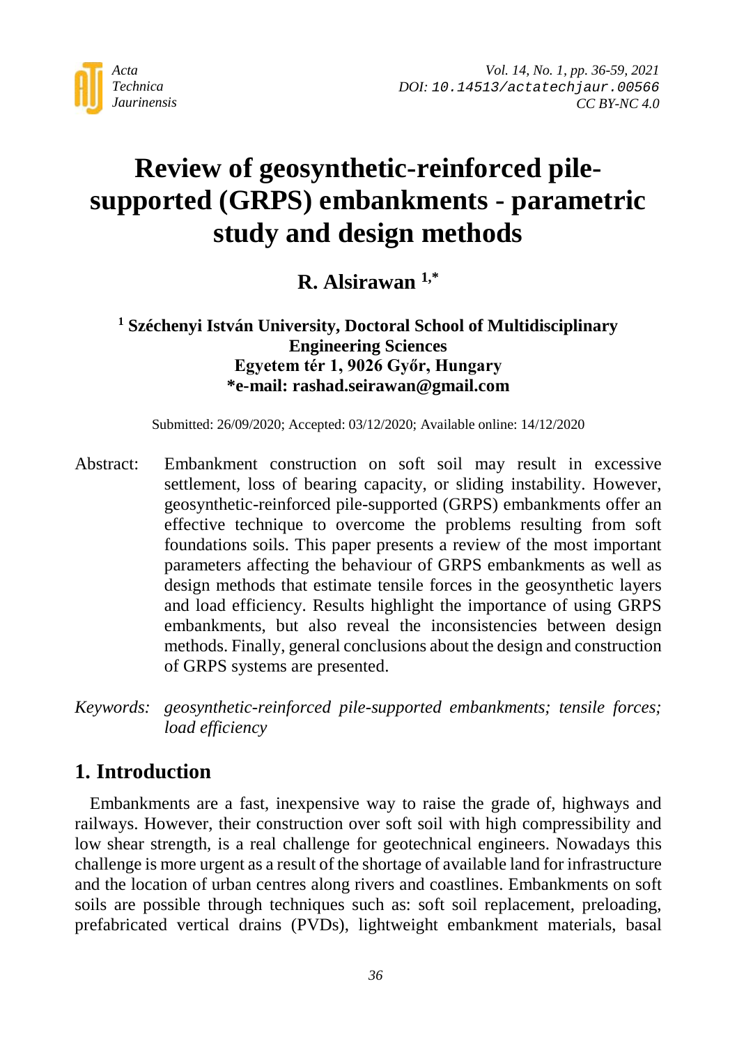# Review of geosynthetic-reinforced pile-supported (GRPS) embankments - parametric study and design methods

**R. Alsirawan** [1,*]

**[1] Széchenyi István University, Doctoral School of Multidisciplinary Engineering Sciences**
**Egyetem tér 1, 9026 Győr, Hungary**
**\*e-mail: rashad.seirawan@gmail.com**

Submitted: 26/09/2020; Accepted: 03/12/2020; Available online: 14/12/2020

Abstract: Embankment construction on soft soil may result in excessive settlement, loss of bearing capacity, or sliding instability. However, geosynthetic-reinforced pile-supported (GRPS) embankments offer an effective technique to overcome the problems resulting from soft foundations soils. This paper presents a review of the most important parameters affecting the behaviour of GRPS embankments as well as design methods that estimate tensile forces in the geosynthetic layers and load efficiency. Results highlight the importance of using GRPS embankments, but also reveal the inconsistencies between design methods. Finally, general conclusions about the design and construction of GRPS systems are presented.

*Keywords: geosynthetic-reinforced pile-supported embankments; tensile forces; load efficiency*

## 1. Introduction

Embankments are a fast, inexpensive way to raise the grade of, highways and railways. However, their construction over soft soil with high compressibility and low shear strength, is a real challenge for geotechnical engineers. Nowadays this challenge is more urgent as a result of the shortage of available land for infrastructure and the location of urban centres along rivers and coastlines. Embankments on soft soils are possible through techniques such as: soft soil replacement, preloading, prefabricated vertical drains (PVDs), lightweight embankment materials, basal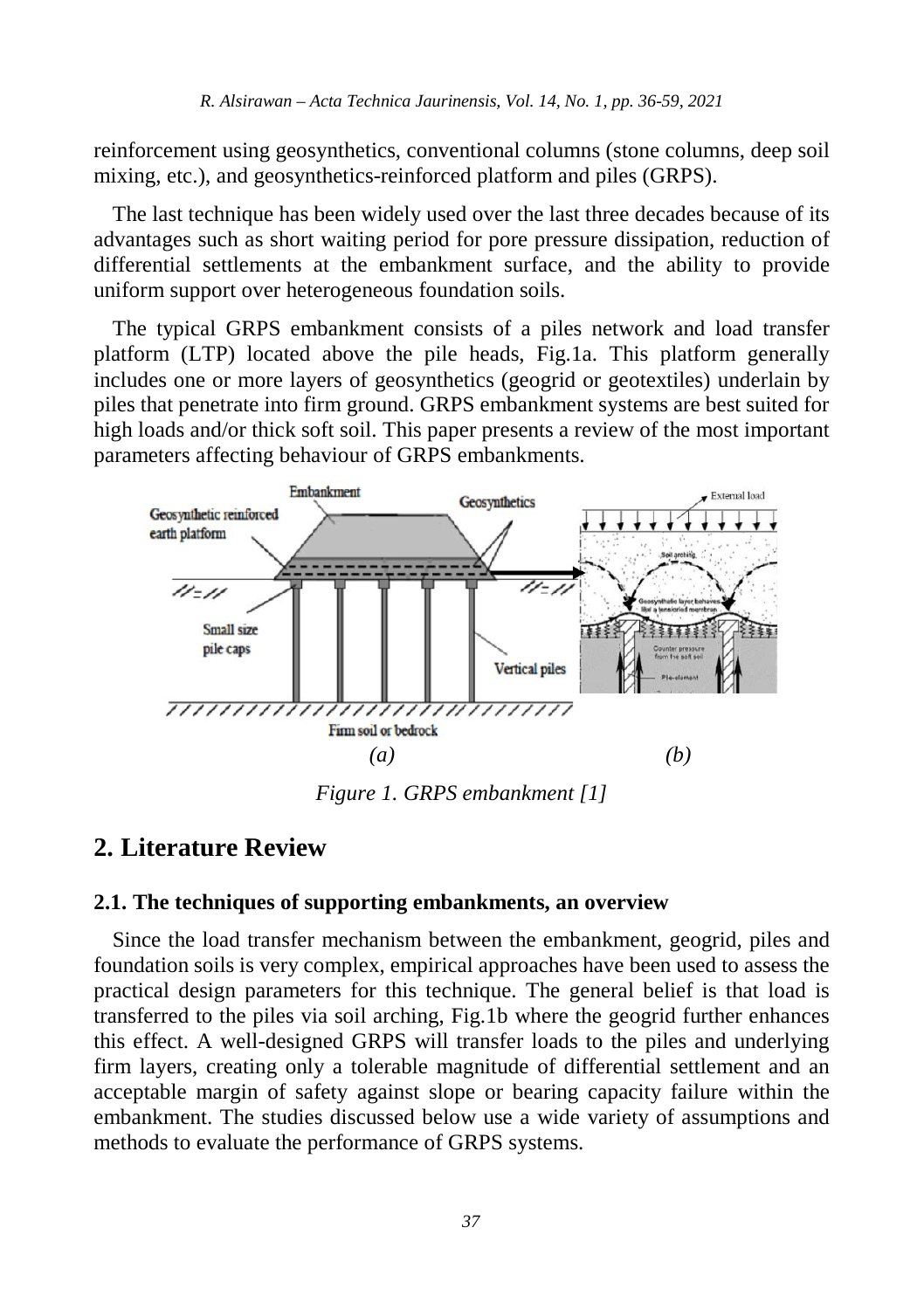reinforcement using geosynthetics, conventional columns (stone columns, deep soil mixing, etc.), and geosynthetics-reinforced platform and piles (GRPS).

The last technique has been widely used over the last three decades because of its advantages such as short waiting period for pore pressure dissipation, reduction of differential settlements at the embankment surface, and the ability to provide uniform support over heterogeneous foundation soils.

The typical GRPS embankment consists of a piles network and load transfer platform (LTP) located above the pile heads, Fig.1a. This platform generally includes one or more layers of geosynthetics (geogrid or geotextiles) underlain by piles that penetrate into firm ground. GRPS embankment systems are best suited for high loads and/or thick soft soil. This paper presents a review of the most important parameters affecting behaviour of GRPS embankments.

*(a)* *(b)*

*Figure 1. GRPS embankment [1]*

## 2. Literature Review

### 2.1. The techniques of supporting embankments, an overview

Since the load transfer mechanism between the embankment, geogrid, piles and foundation soils is very complex, empirical approaches have been used to assess the practical design parameters for this technique. The general belief is that load is transferred to the piles via soil arching, Fig.1b where the geogrid further enhances this effect. A well-designed GRPS will transfer loads to the piles and underlying firm layers, creating only a tolerable magnitude of differential settlement and an acceptable margin of safety against slope or bearing capacity failure within the embankment. The studies discussed below use a wide variety of assumptions and methods to evaluate the performance of GRPS systems.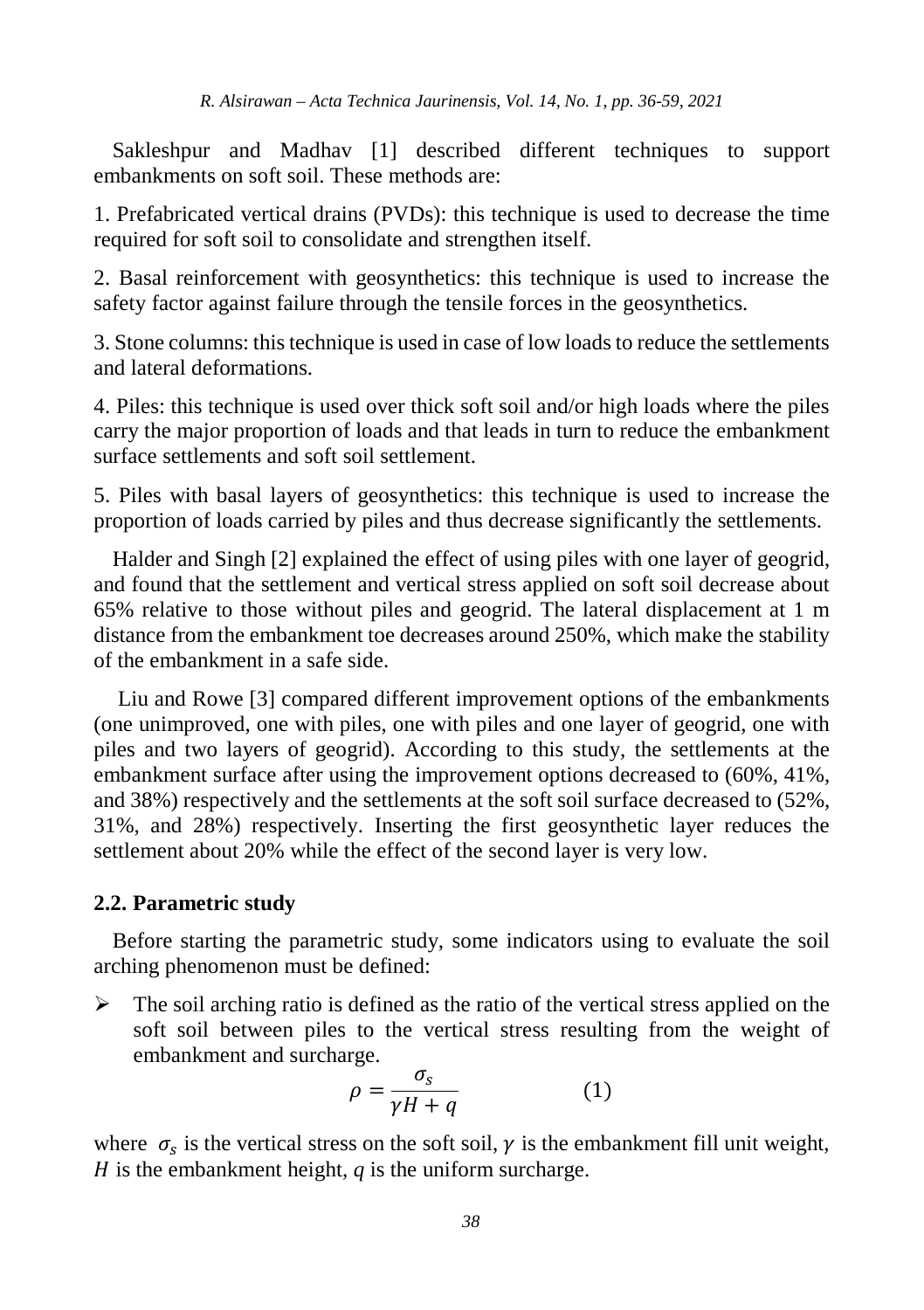Sakleshpur and Madhav [1] described different techniques to support embankments on soft soil. These methods are:

1. Prefabricated vertical drains (PVDs): this technique is used to decrease the time required for soft soil to consolidate and strengthen itself.

2. Basal reinforcement with geosynthetics: this technique is used to increase the safety factor against failure through the tensile forces in the geosynthetics.

3. Stone columns: this technique is used in case of low loads to reduce the settlements and lateral deformations.

4. Piles: this technique is used over thick soft soil and/or high loads where the piles carry the major proportion of loads and that leads in turn to reduce the embankment surface settlements and soft soil settlement.

5. Piles with basal layers of geosynthetics: this technique is used to increase the proportion of loads carried by piles and thus decrease significantly the settlements.

Halder and Singh [2] explained the effect of using piles with one layer of geogrid, and found that the settlement and vertical stress applied on soft soil decrease about 65% relative to those without piles and geogrid. The lateral displacement at 1 m distance from the embankment toe decreases around 250%, which make the stability of the embankment in a safe side.

Liu and Rowe [3] compared different improvement options of the embankments (one unimproved, one with piles, one with piles and one layer of geogrid, one with piles and two layers of geogrid). According to this study, the settlements at the embankment surface after using the improvement options decreased to (60%, 41%, and 38%) respectively and the settlements at the soft soil surface decreased to (52%, 31%, and 28%) respectively. Inserting the first geosynthetic layer reduces the settlement about 20% while the effect of the second layer is very low.

## 2.2. Parametric study

Before starting the parametric study, some indicators using to evaluate the soil arching phenomenon must be defined:

- The soil arching ratio is defined as the ratio of the vertical stress applied on the soft soil between piles to the vertical stress resulting from the weight of embankment and surcharge.

$$\rho = \frac{\sigma_s}{\gamma H + q} \qquad (1)$$

where $\sigma_s$ is the vertical stress on the soft soil, $\gamma$ is the embankment fill unit weight, $H$ is the embankment height, $q$ is the uniform surcharge.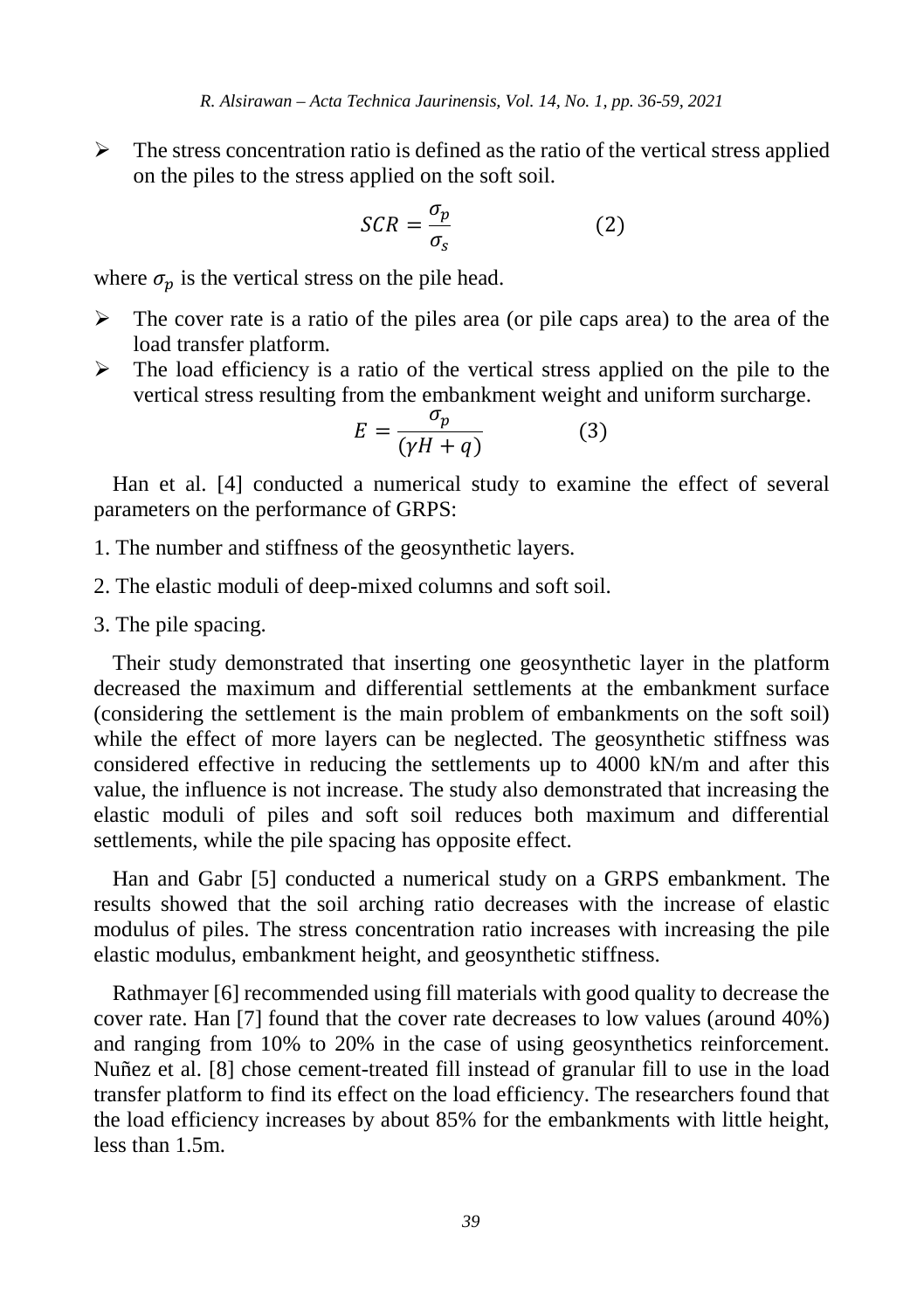- The stress concentration ratio is defined as the ratio of the vertical stress applied on the piles to the stress applied on the soft soil.

$$SCR = \frac{\sigma_p}{\sigma_s} \qquad (2)$$

where $\sigma_p$ is the vertical stress on the pile head.

- The cover rate is a ratio of the piles area (or pile caps area) to the area of the load transfer platform.
- The load efficiency is a ratio of the vertical stress applied on the pile to the vertical stress resulting from the embankment weight and uniform surcharge.

$$E = \frac{\sigma_p}{(\gamma H + q)} \qquad (3)$$

Han et al. [4] conducted a numerical study to examine the effect of several parameters on the performance of GRPS:

1. The number and stiffness of the geosynthetic layers.
2. The elastic moduli of deep-mixed columns and soft soil.
3. The pile spacing.

Their study demonstrated that inserting one geosynthetic layer in the platform decreased the maximum and differential settlements at the embankment surface (considering the settlement is the main problem of embankments on the soft soil) while the effect of more layers can be neglected. The geosynthetic stiffness was considered effective in reducing the settlements up to 4000 kN/m and after this value, the influence is not increase. The study also demonstrated that increasing the elastic moduli of piles and soft soil reduces both maximum and differential settlements, while the pile spacing has opposite effect.

Han and Gabr [5] conducted a numerical study on a GRPS embankment. The results showed that the soil arching ratio decreases with the increase of elastic modulus of piles. The stress concentration ratio increases with increasing the pile elastic modulus, embankment height, and geosynthetic stiffness.

Rathmayer [6] recommended using fill materials with good quality to decrease the cover rate. Han [7] found that the cover rate decreases to low values (around 40%) and ranging from 10% to 20% in the case of using geosynthetics reinforcement. Nuñez et al. [8] chose cement-treated fill instead of granular fill to use in the load transfer platform to find its effect on the load efficiency. The researchers found that the load efficiency increases by about 85% for the embankments with little height, less than 1.5m.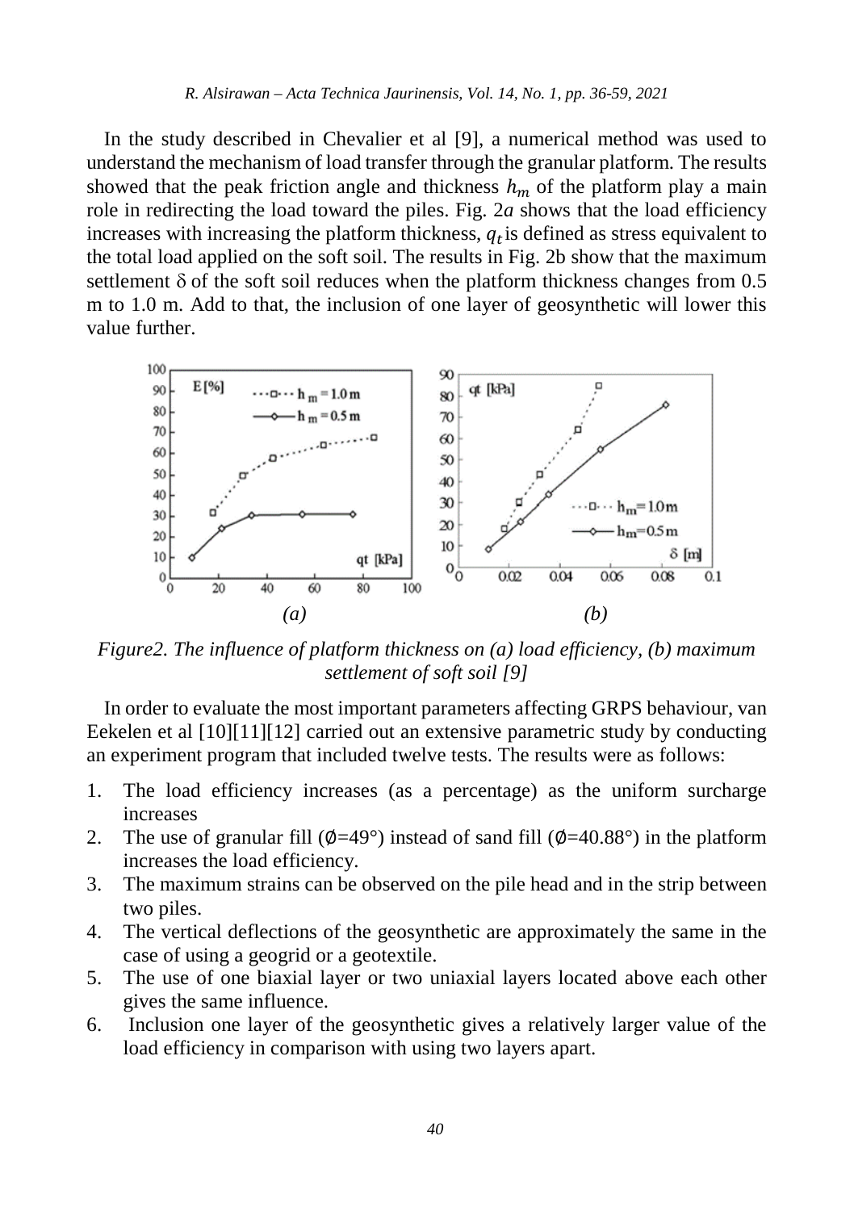In the study described in Chevalier et al [9], a numerical method was used to understand the mechanism of load transfer through the granular platform. The results showed that the peak friction angle and thickness $h_m$ of the platform play a main role in redirecting the load toward the piles. Fig. 2*a* shows that the load efficiency increases with increasing the platform thickness, $q_t$ is defined as stress equivalent to the total load applied on the soft soil. The results in Fig. 2b show that the maximum settlement $\delta$ of the soft soil reduces when the platform thickness changes from 0.5 m to 1.0 m. Add to that, the inclusion of one layer of geosynthetic will lower this value further.

*Figure2. The influence of platform thickness on (a) load efficiency, (b) maximum settlement of soft soil [9]*

In order to evaluate the most important parameters affecting GRPS behaviour, van Eekelen et al [10][11][12] carried out an extensive parametric study by conducting an experiment program that included twelve tests. The results were as follows:

1. The load efficiency increases (as a percentage) as the uniform surcharge increases
2. The use of granular fill (Ø=49°) instead of sand fill (Ø=40.88°) in the platform increases the load efficiency.
3. The maximum strains can be observed on the pile head and in the strip between two piles.
4. The vertical deflections of the geosynthetic are approximately the same in the case of using a geogrid or a geotextile.
5. The use of one biaxial layer or two uniaxial layers located above each other gives the same influence.
6. Inclusion one layer of the geosynthetic gives a relatively larger value of the load efficiency in comparison with using two layers apart.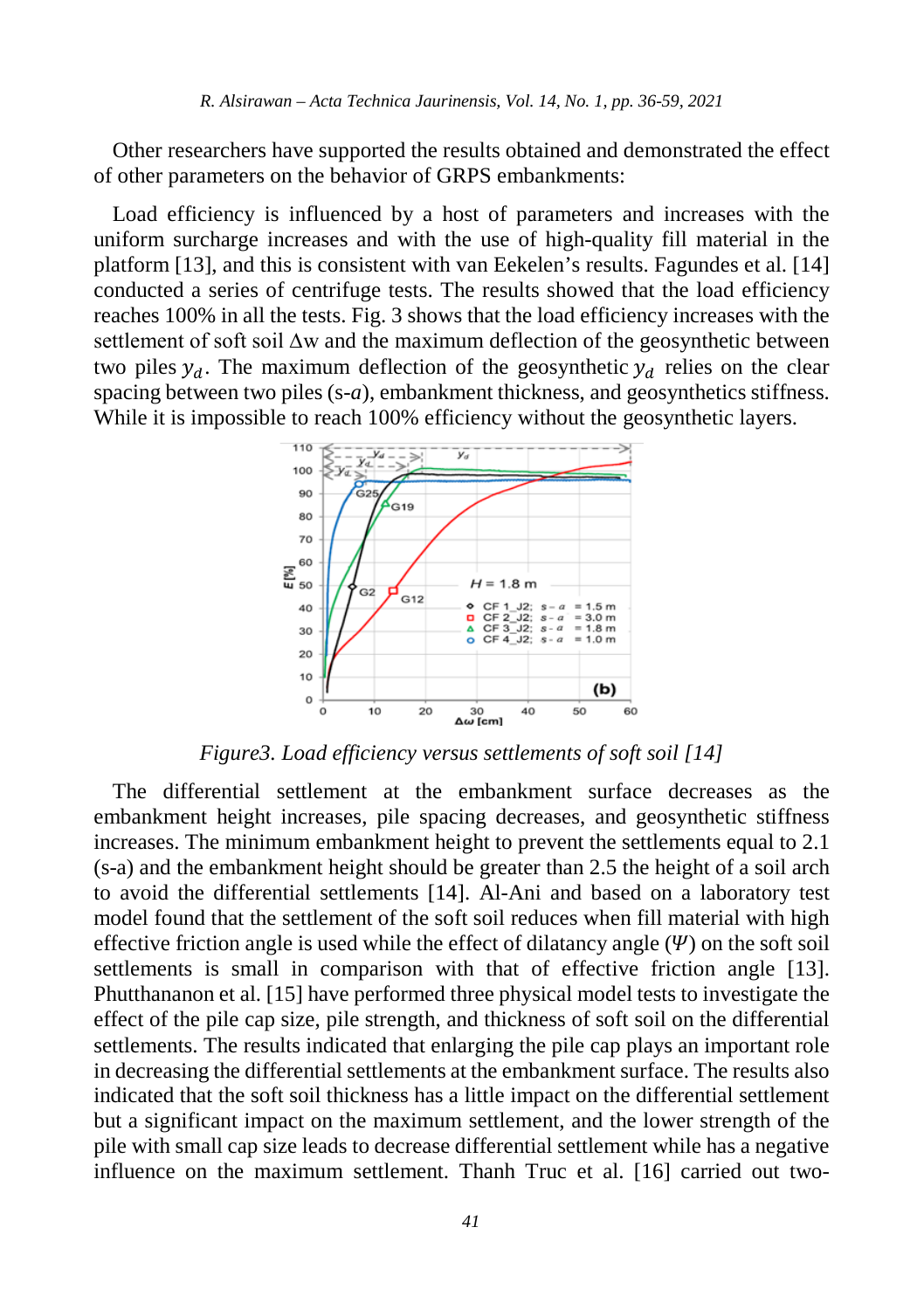Other researchers have supported the results obtained and demonstrated the effect of other parameters on the behavior of GRPS embankments:

Load efficiency is influenced by a host of parameters and increases with the uniform surcharge increases and with the use of high-quality fill material in the platform [13], and this is consistent with van Eekelen's results. Fagundes et al. [14] conducted a series of centrifuge tests. The results showed that the load efficiency reaches 100% in all the tests. Fig. 3 shows that the load efficiency increases with the settlement of soft soil Δw and the maximum deflection of the geosynthetic between two piles $y_d$. The maximum deflection of the geosynthetic $y_d$ relies on the clear spacing between two piles (s-*a*), embankment thickness, and geosynthetics stiffness. While it is impossible to reach 100% efficiency without the geosynthetic layers.

*Figure3. Load efficiency versus settlements of soft soil [14]*

The differential settlement at the embankment surface decreases as the embankment height increases, pile spacing decreases, and geosynthetic stiffness increases. The minimum embankment height to prevent the settlements equal to 2.1 (s-a) and the embankment height should be greater than 2.5 the height of a soil arch to avoid the differential settlements [14]. Al-Ani and based on a laboratory test model found that the settlement of the soft soil reduces when fill material with high effective friction angle is used while the effect of dilatancy angle ($\Psi$) on the soft soil settlements is small in comparison with that of effective friction angle [13]. Phutthananon et al. [15] have performed three physical model tests to investigate the effect of the pile cap size, pile strength, and thickness of soft soil on the differential settlements. The results indicated that enlarging the pile cap plays an important role in decreasing the differential settlements at the embankment surface. The results also indicated that the soft soil thickness has a little impact on the differential settlement but a significant impact on the maximum settlement, and the lower strength of the pile with small cap size leads to decrease differential settlement while has a negative influence on the maximum settlement. Thanh Truc et al. [16] carried out two-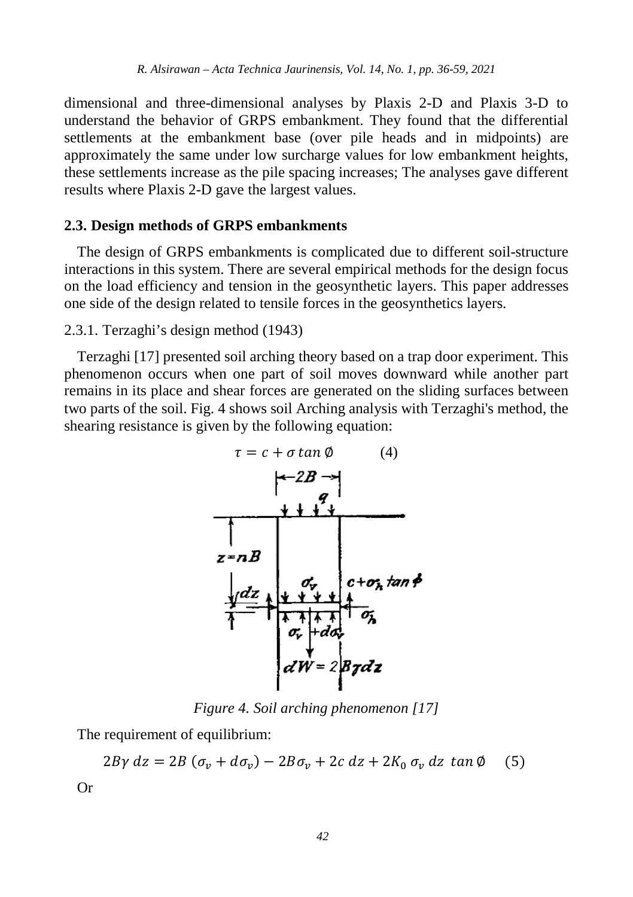dimensional and three-dimensional analyses by Plaxis 2-D and Plaxis 3-D to understand the behavior of GRPS embankment. They found that the differential settlements at the embankment base (over pile heads and in midpoints) are approximately the same under low surcharge values for low embankment heights, these settlements increase as the pile spacing increases; The analyses gave different results where Plaxis 2-D gave the largest values.

### 2.3. Design methods of GRPS embankments

The design of GRPS embankments is complicated due to different soil-structure interactions in this system. There are several empirical methods for the design focus on the load efficiency and tension in the geosynthetic layers. This paper addresses one side of the design related to tensile forces in the geosynthetics layers.

#### 2.3.1. Terzaghi's design method (1943)

Terzaghi [17] presented soil arching theory based on a trap door experiment. This phenomenon occurs when one part of soil moves downward while another part remains in its place and shear forces are generated on the sliding surfaces between two parts of the soil. Fig. 4 shows soil Arching analysis with Terzaghi's method, the shearing resistance is given by the following equation:

$$\tau = c + \sigma \tan \emptyset \qquad (4)$$

*Figure 4. Soil arching phenomenon [17]*

The requirement of equilibrium:

$$2B\gamma\, dz = 2B\,(\sigma_v + d\sigma_v) - 2B\sigma_v + 2c\, dz + 2K_0\, \sigma_v\, dz\, \tan \emptyset \qquad (5)$$

Or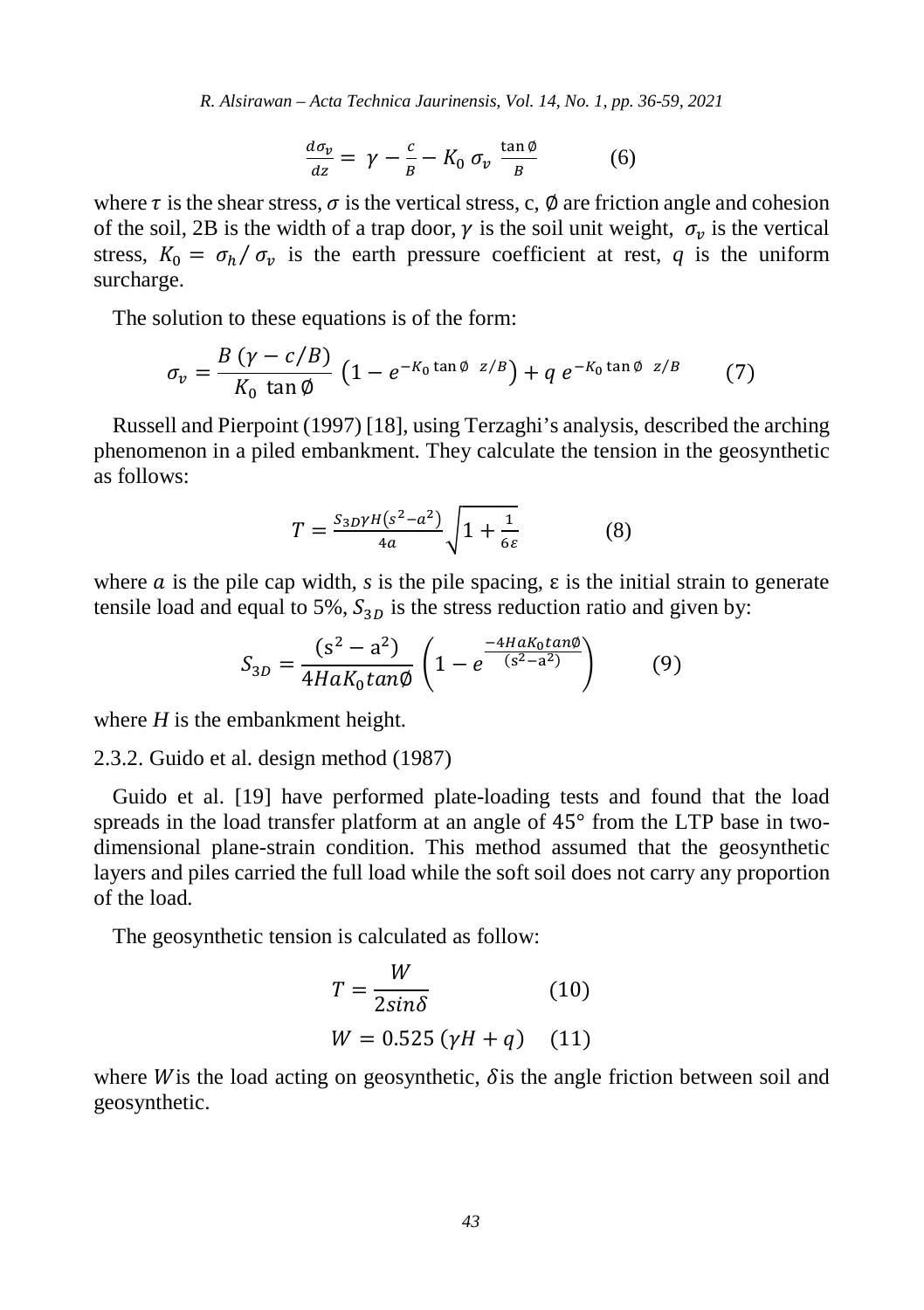$$\frac{d\sigma_v}{dz} = \gamma - \frac{c}{B} - K_0 \, \sigma_v \, \frac{\tan \emptyset}{B} \qquad (6)$$

where $\tau$ is the shear stress, $\sigma$ is the vertical stress, c, $\emptyset$ are friction angle and cohesion of the soil, 2B is the width of a trap door, $\gamma$ is the soil unit weight, $\sigma_v$ is the vertical stress, $K_0 = \sigma_h / \sigma_v$ is the earth pressure coefficient at rest, $q$ is the uniform surcharge.

The solution to these equations is of the form:

$$\sigma_v = \frac{B\,(\gamma - c/B)}{K_0 \, \tan \emptyset} \left(1 - e^{-K_0 \tan \emptyset \;\; z/B}\right) + q \; e^{-K_0 \tan \emptyset \;\; z/B} \qquad (7)$$

Russell and Pierpoint (1997) [18], using Terzaghi's analysis, described the arching phenomenon in a piled embankment. They calculate the tension in the geosynthetic as follows:

$$T = \frac{S_{3D} \gamma H (s^2 - a^2)}{4a} \sqrt{1 + \frac{1}{6\varepsilon}} \qquad (8)$$

where $a$ is the pile cap width, $s$ is the pile spacing, ε is the initial strain to generate tensile load and equal to 5%, $S_{3D}$ is the stress reduction ratio and given by:

$$S_{3D} = \frac{(s^2 - a^2)}{4HaK_0 tan\emptyset} \left(1 - e^{\frac{-4HaK_0 tan\emptyset}{(s^2 - a^2)}}\right) \qquad (9)$$

where $H$ is the embankment height.

2.3.2. Guido et al. design method (1987)

Guido et al. [19] have performed plate-loading tests and found that the load spreads in the load transfer platform at an angle of 45° from the LTP base in two-dimensional plane-strain condition. This method assumed that the geosynthetic layers and piles carried the full load while the soft soil does not carry any proportion of the load.

The geosynthetic tension is calculated as follow:

$$T = \frac{W}{2 sin\delta} \qquad (10)$$

$$W = 0.525\,(\gamma H + q) \qquad (11)$$

where $W$ is the load acting on geosynthetic, $\delta$ is the angle friction between soil and geosynthetic.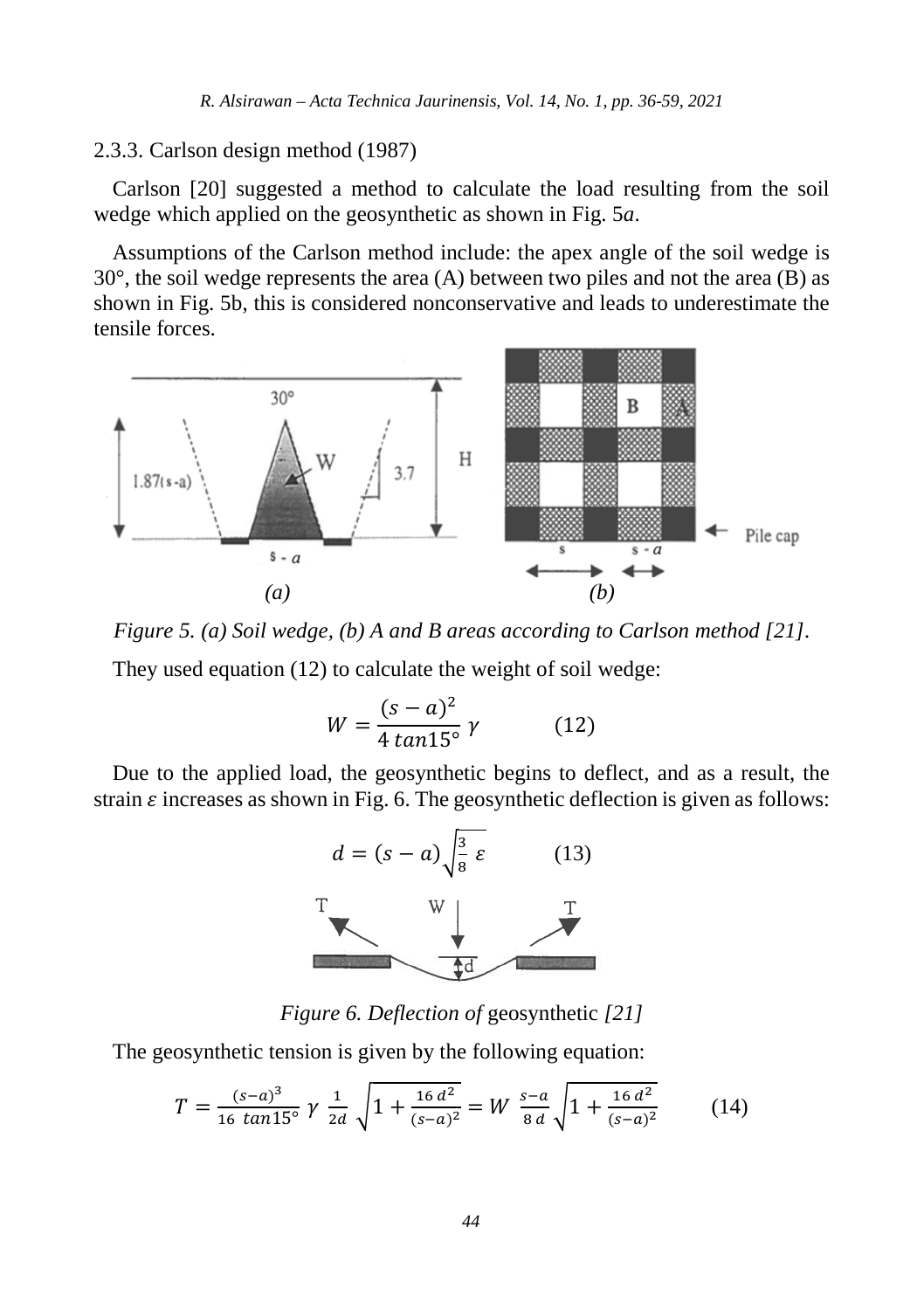### 2.3.3. Carlson design method (1987)

Carlson [20] suggested a method to calculate the load resulting from the soil wedge which applied on the geosynthetic as shown in Fig. 5*a*.

Assumptions of the Carlson method include: the apex angle of the soil wedge is 30°, the soil wedge represents the area (A) between two piles and not the area (B) as shown in Fig. 5b, this is considered nonconservative and leads to underestimate the tensile forces.

*Figure 5. (a) Soil wedge, (b) A and B areas according to Carlson method [21].*

They used equation (12) to calculate the weight of soil wedge:

$$W = \frac{(s-a)^2}{4\,tan15°}\,\gamma \qquad (12)$$

Due to the applied load, the geosynthetic begins to deflect, and as a result, the strain $\varepsilon$ increases as shown in Fig. 6. The geosynthetic deflection is given as follows:

$$d = (s-a)\sqrt{\tfrac{3}{8}\,\varepsilon} \qquad (13)$$

*Figure 6. Deflection of* geosynthetic *[21]*

The geosynthetic tension is given by the following equation:

$$T = \frac{(s-a)^3}{16\ tan15°}\,\gamma\,\frac{1}{2d}\sqrt{1+\frac{16\,d^2}{(s-a)^2}} = W\,\frac{s-a}{8\,d}\sqrt{1+\frac{16\,d^2}{(s-a)^2}} \qquad (14)$$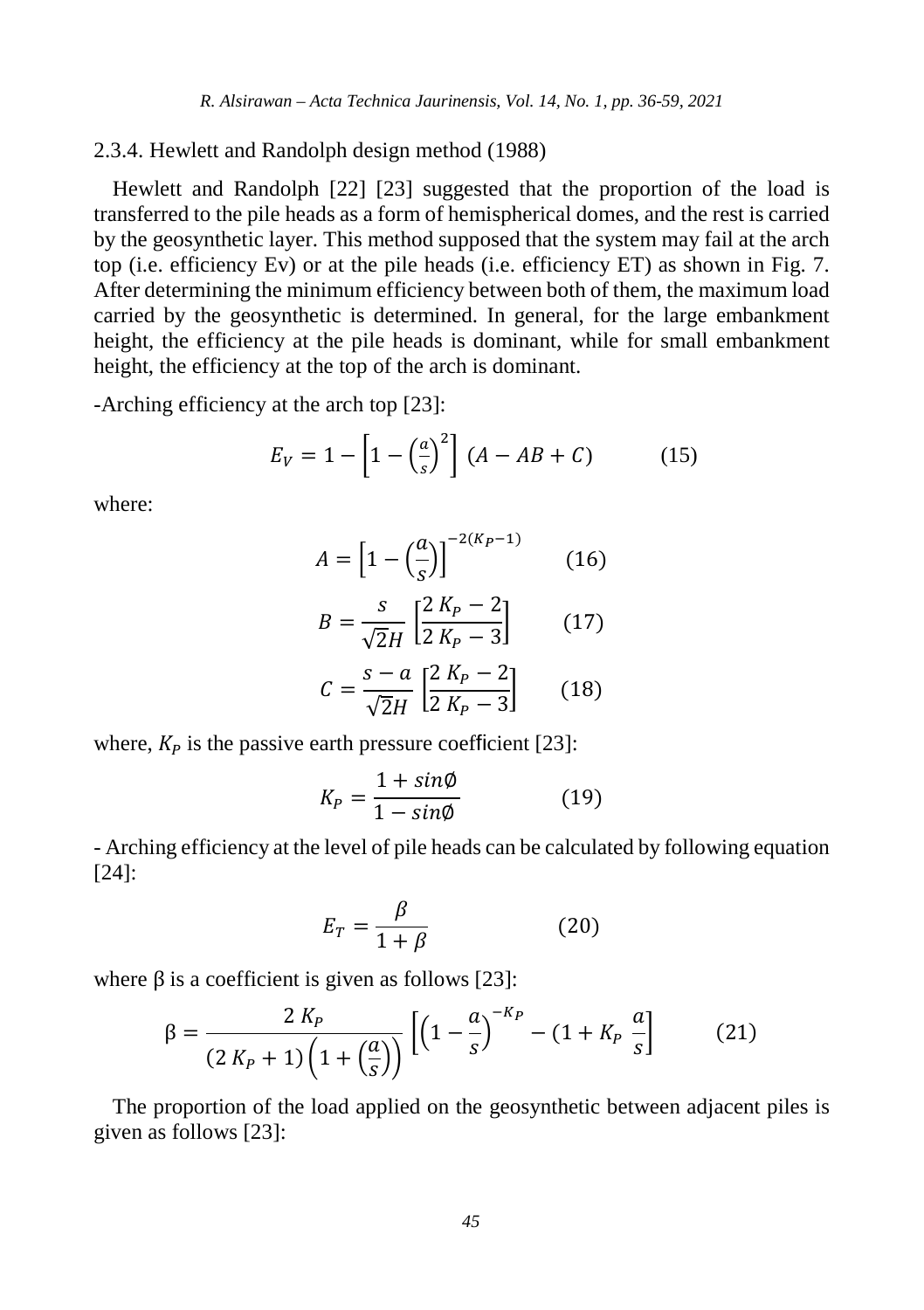### 2.3.4. Hewlett and Randolph design method (1988)

Hewlett and Randolph [22] [23] suggested that the proportion of the load is transferred to the pile heads as a form of hemispherical domes, and the rest is carried by the geosynthetic layer. This method supposed that the system may fail at the arch top (i.e. efficiency Ev) or at the pile heads (i.e. efficiency ET) as shown in Fig. 7. After determining the minimum efficiency between both of them, the maximum load carried by the geosynthetic is determined. In general, for the large embankment height, the efficiency at the pile heads is dominant, while for small embankment height, the efficiency at the top of the arch is dominant.

-Arching efficiency at the arch top [23]:

$$E_V = 1 - \left[1 - \left(\frac{a}{s}\right)^2\right] (A - AB + C) \qquad (15)$$

where:

$$A = \left[1 - \left(\frac{a}{s}\right)\right]^{-2(K_P - 1)} \qquad (16)$$

$$B = \frac{s}{\sqrt{2}H} \left[\frac{2\,K_P - 2}{2\,K_P - 3}\right] \qquad (17)$$

$$C = \frac{s - a}{\sqrt{2}H} \left[\frac{2\,K_P - 2}{2\,K_P - 3}\right] \qquad (18)$$

where, $K_P$ is the passive earth pressure coefficient [23]:

$$K_P = \frac{1 + sin\emptyset}{1 - sin\emptyset} \qquad (19)$$

- Arching efficiency at the level of pile heads can be calculated by following equation [24]:

$$E_T = \frac{\beta}{1 + \beta} \qquad (20)$$

where β is a coefficient is given as follows [23]:

$$\beta = \frac{2\,K_P}{(2\,K_P + 1)\left(1 + \left(\frac{a}{s}\right)\right)} \left[\left(1 - \frac{a}{s}\right)^{-K_P} - (1 + K_P\,\frac{a}{s}\right] \qquad (21)$$

The proportion of the load applied on the geosynthetic between adjacent piles is given as follows [23]: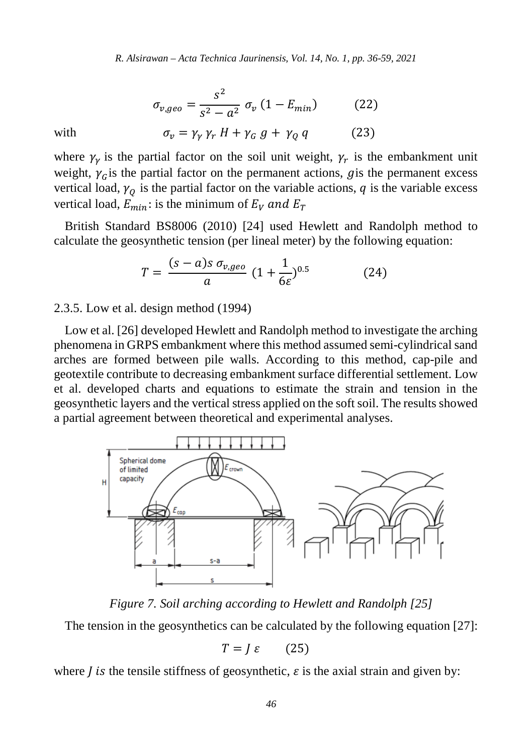$$\sigma_{v,geo} = \frac{s^2}{s^2 - a^2}\, \sigma_v\, (1 - E_{min}) \qquad (22)$$

with

$$\sigma_v = \gamma_\gamma\, \gamma_r\, H + \gamma_G\, g + \gamma_Q\, q \qquad (23)$$

where $\gamma_\gamma$ is the partial factor on the soil unit weight, $\gamma_r$ is the embankment unit weight, $\gamma_G$ is the partial factor on the permanent actions, $g$ is the permanent excess vertical load, $\gamma_Q$ is the partial factor on the variable actions, $q$ is the variable excess vertical load, $E_{min}$: is the minimum of $E_V$ and $E_T$

British Standard BS8006 (2010) [24] used Hewlett and Randolph method to calculate the geosynthetic tension (per lineal meter) by the following equation:

$$T = \frac{(s-a)s\, \sigma_{v,geo}}{a}\, \left(1 + \frac{1}{6\varepsilon}\right)^{0.5} \qquad (24)$$

2.3.5. Low et al. design method (1994)

Low et al. [26] developed Hewlett and Randolph method to investigate the arching phenomena in GRPS embankment where this method assumed semi-cylindrical sand arches are formed between pile walls. According to this method, cap-pile and geotextile contribute to decreasing embankment surface differential settlement. Low et al. developed charts and equations to estimate the strain and tension in the geosynthetic layers and the vertical stress applied on the soft soil. The results showed a partial agreement between theoretical and experimental analyses.

*Figure 7. Soil arching according to Hewlett and Randolph [25]*

The tension in the geosynthetics can be calculated by the following equation [27]:

$$T = J\, \varepsilon \qquad (25)$$

where $J$ is the tensile stiffness of geosynthetic, $\varepsilon$ is the axial strain and given by: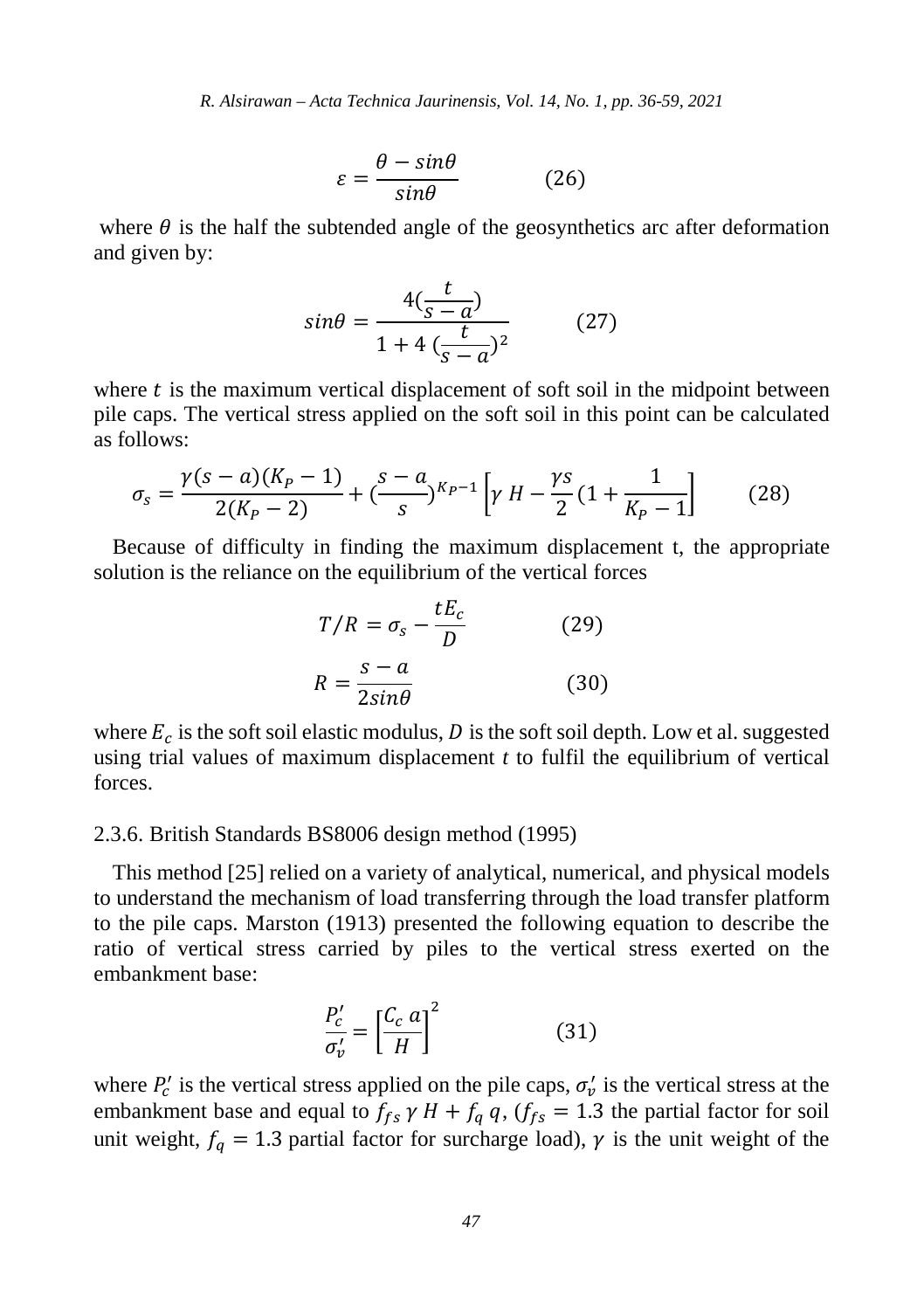$$\varepsilon = \frac{\theta - sin\theta}{sin\theta} \qquad (26)$$

where $\theta$ is the half the subtended angle of the geosynthetics arc after deformation and given by:

$$sin\theta = \frac{4(\frac{t}{s-a})}{1 + 4\,(\frac{t}{s-a})^2} \qquad (27)$$

where $t$ is the maximum vertical displacement of soft soil in the midpoint between pile caps. The vertical stress applied on the soft soil in this point can be calculated as follows:

$$\sigma_s = \frac{\gamma(s-a)(K_P - 1)}{2(K_P - 2)} + (\frac{s-a}{s})^{K_P - 1}\left[\gamma\,H - \frac{\gamma s}{2}(1 + \frac{1}{K_P - 1}\right] \qquad (28)$$

Because of difficulty in finding the maximum displacement t, the appropriate solution is the reliance on the equilibrium of the vertical forces

$$T/R = \sigma_s - \frac{tE_c}{D} \qquad (29)$$

$$R = \frac{s-a}{2sin\theta} \qquad (30)$$

where $E_c$ is the soft soil elastic modulus, $D$ is the soft soil depth. Low et al. suggested using trial values of maximum displacement *t* to fulfil the equilibrium of vertical forces.

### 2.3.6. British Standards BS8006 design method (1995)

This method [25] relied on a variety of analytical, numerical, and physical models to understand the mechanism of load transferring through the load transfer platform to the pile caps. Marston (1913) presented the following equation to describe the ratio of vertical stress carried by piles to the vertical stress exerted on the embankment base:

$$\frac{P_c'}{\sigma_v'} = \left[\frac{C_c\,a}{H}\right]^2 \qquad (31)$$

where $P_c'$ is the vertical stress applied on the pile caps, $\sigma_v'$ is the vertical stress at the embankment base and equal to $f_{fs}\,\gamma\,H + f_q\,q$, ($f_{fs} = 1.3$ the partial factor for soil unit weight, $f_q = 1.3$ partial factor for surcharge load), $\gamma$ is the unit weight of the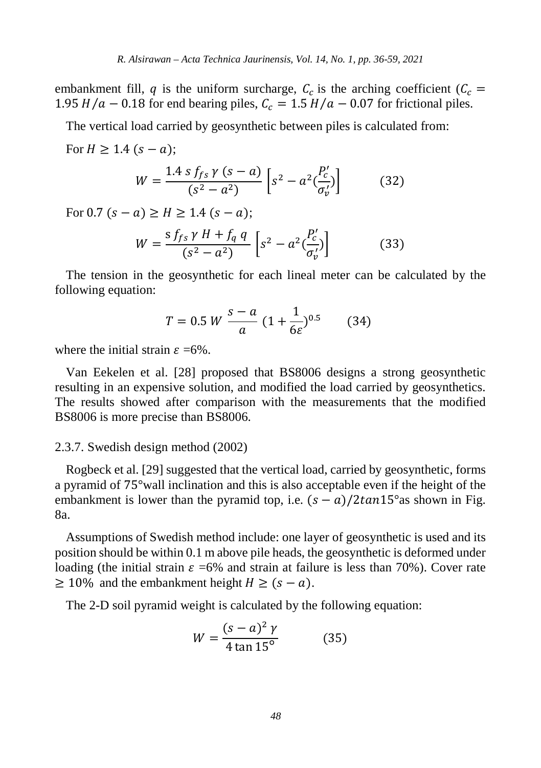embankment fill, $q$ is the uniform surcharge, $C_c$ is the arching coefficient ($C_c = 1.95\,H/a - 0.18$ for end bearing piles, $C_c = 1.5\,H/a - 0.07$ for frictional piles.

The vertical load carried by geosynthetic between piles is calculated from:

For $H \geq 1.4\,(s-a)$;

$$W = \frac{1.4\,s\,f_{fs}\,\gamma\,(s-a)}{(s^2 - a^2)}\left[s^2 - a^2\left(\frac{P_c'}{\sigma_v'}\right)\right] \qquad (32)$$

For $0.7\,(s-a) \geq H \geq 1.4\,(s-a)$;

$$W = \frac{s\,f_{fs}\,\gamma\,H + f_q\,q}{(s^2 - a^2)}\left[s^2 - a^2\left(\frac{P_c'}{\sigma_v'}\right)\right] \qquad (33)$$

The tension in the geosynthetic for each lineal meter can be calculated by the following equation:

$$T = 0.5\,W\,\frac{s-a}{a}\,\left(1 + \frac{1}{6\varepsilon}\right)^{0.5} \qquad (34)$$

where the initial strain $\varepsilon$ =6%.

Van Eekelen et al. [28] proposed that BS8006 designs a strong geosynthetic resulting in an expensive solution, and modified the load carried by geosynthetics. The results showed after comparison with the measurements that the modified BS8006 is more precise than BS8006.

### 2.3.7. Swedish design method (2002)

Rogbeck et al. [29] suggested that the vertical load, carried by geosynthetic, forms a pyramid of 75°wall inclination and this is also acceptable even if the height of the embankment is lower than the pyramid top, i.e. $(s-a)/2tan15°$as shown in Fig. 8a.

Assumptions of Swedish method include: one layer of geosynthetic is used and its position should be within 0.1 m above pile heads, the geosynthetic is deformed under loading (the initial strain $\varepsilon$ =6% and strain at failure is less than 70%). Cover rate $\geq 10\%$ and the embankment height $H \geq (s-a)$.

The 2-D soil pyramid weight is calculated by the following equation:

$$W = \frac{(s-a)^2\,\gamma}{4\tan 15°} \qquad (35)$$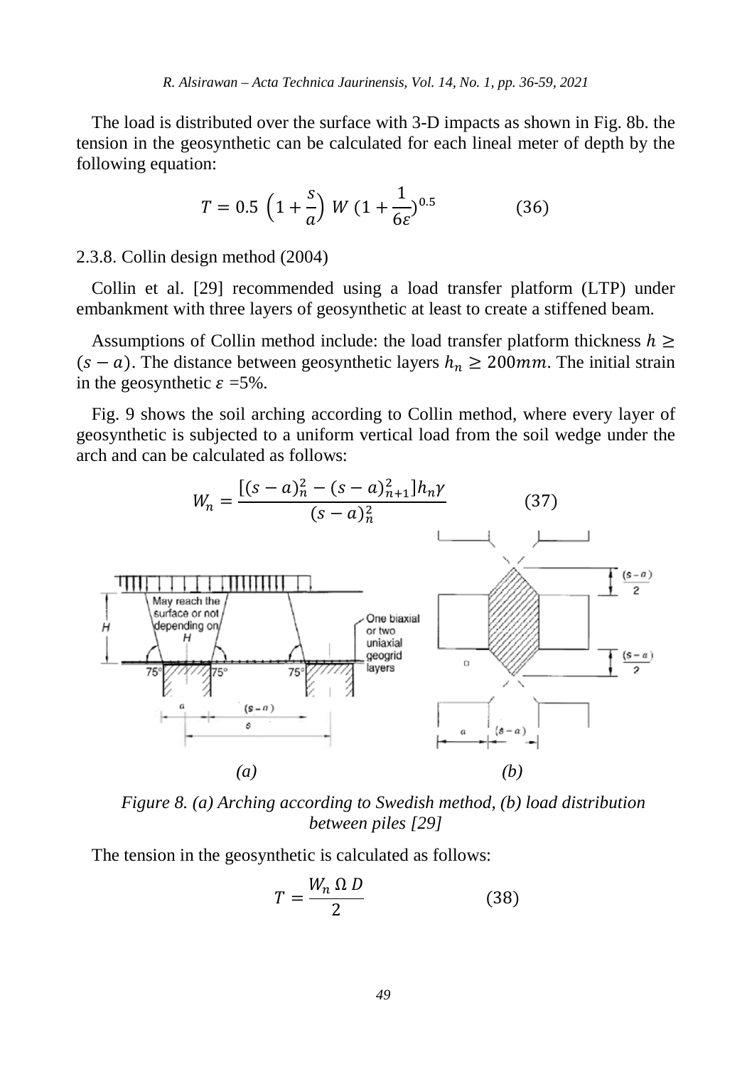The load is distributed over the surface with 3-D impacts as shown in Fig. 8b. the tension in the geosynthetic can be calculated for each lineal meter of depth by the following equation:

$$T = 0.5\,\left(1+\frac{s}{a}\right)\,W\,(1+\frac{1}{6\varepsilon})^{0.5} \qquad (36)$$

2.3.8. Collin design method (2004)

Collin et al. [29] recommended using a load transfer platform (LTP) under embankment with three layers of geosynthetic at least to create a stiffened beam.

Assumptions of Collin method include: the load transfer platform thickness $h \geq (s-a)$. The distance between geosynthetic layers $h_n \geq 200mm$. The initial strain in the geosynthetic $\varepsilon$ =5%.

Fig. 9 shows the soil arching according to Collin method, where every layer of geosynthetic is subjected to a uniform vertical load from the soil wedge under the arch and can be calculated as follows:

$$W_n = \frac{[(s-a)_n^2 - (s-a)_{n+1}^2]h_n\gamma}{(s-a)_n^2} \qquad (37)$$

*Figure 8. (a) Arching according to Swedish method, (b) load distribution between piles [29]*

The tension in the geosynthetic is calculated as follows:

$$T = \frac{W_n\,\Omega\,D}{2} \qquad (38)$$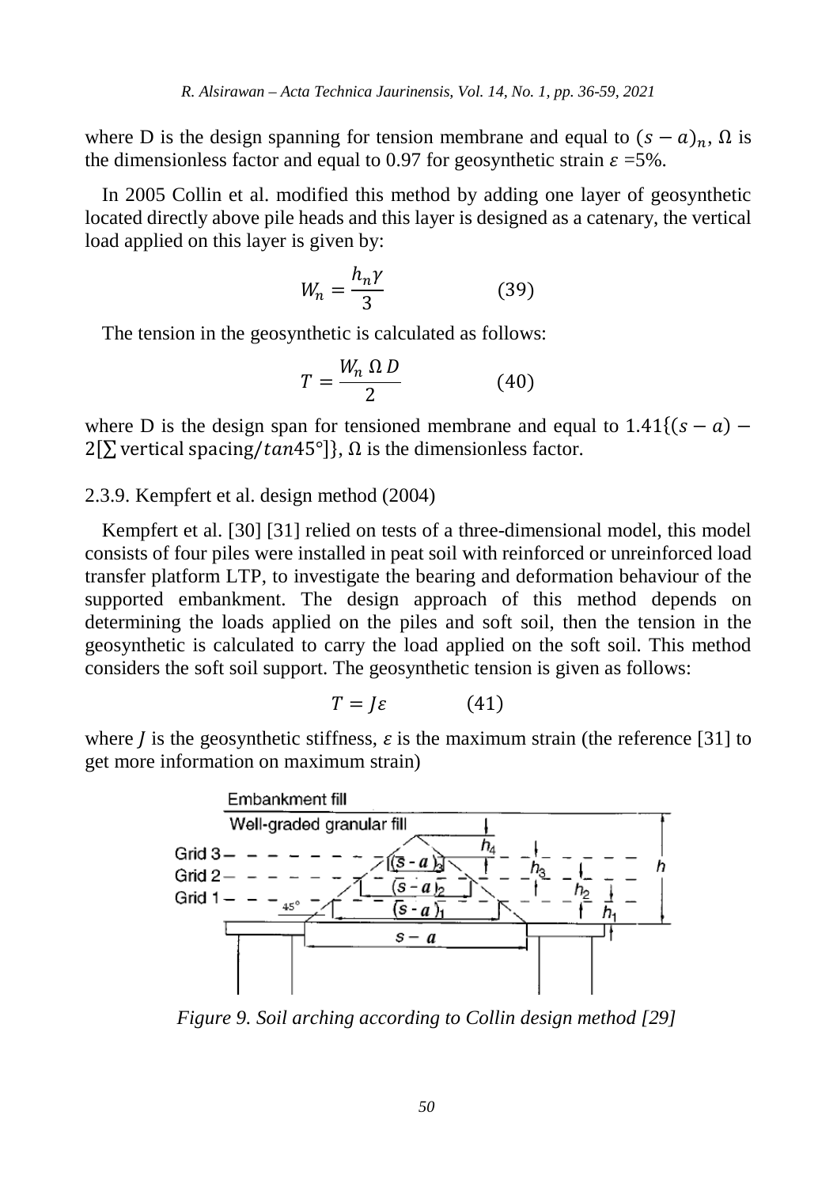where D is the design spanning for tension membrane and equal to $(s-a)_n$, $\Omega$ is the dimensionless factor and equal to 0.97 for geosynthetic strain $\varepsilon$ =5%.

In 2005 Collin et al. modified this method by adding one layer of geosynthetic located directly above pile heads and this layer is designed as a catenary, the vertical load applied on this layer is given by:

$$W_n = \frac{h_n \gamma}{3} \qquad (39)$$

The tension in the geosynthetic is calculated as follows:

$$T = \frac{W_n \, \Omega \, D}{2} \qquad (40)$$

where D is the design span for tensioned membrane and equal to $1.41\{(s-a) - 2[\sum \text{vertical spacing}/tan45°]\}$, $\Omega$ is the dimensionless factor.

### 2.3.9. Kempfert et al. design method (2004)

Kempfert et al. [30] [31] relied on tests of a three-dimensional model, this model consists of four piles were installed in peat soil with reinforced or unreinforced load transfer platform LTP, to investigate the bearing and deformation behaviour of the supported embankment. The design approach of this method depends on determining the loads applied on the piles and soft soil, then the tension in the geosynthetic is calculated to carry the load applied on the soft soil. This method considers the soft soil support. The geosynthetic tension is given as follows:

$$T = J\varepsilon \qquad (41)$$

where $J$ is the geosynthetic stiffness, $\varepsilon$ is the maximum strain (the reference [31] to get more information on maximum strain)

*Figure 9. Soil arching according to Collin design method [29]*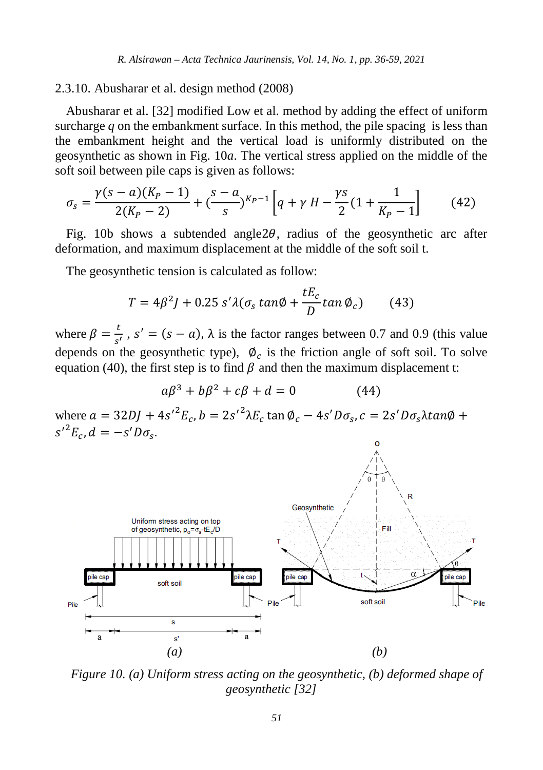2.3.10. Abusharar et al. design method (2008)

Abusharar et al. [32] modified Low et al. method by adding the effect of uniform surcharge $q$ on the embankment surface. In this method, the pile spacing  is less than the embankment height and the vertical load is uniformly distributed on the geosynthetic as shown in Fig. 10*a*. The vertical stress applied on the middle of the soft soil between pile caps is given as follows:

$$\sigma_s = \frac{\gamma(s-a)(K_P-1)}{2(K_P-2)} + (\frac{s-a}{s})^{K_P-1}\left[q + \gamma\, H - \frac{\gamma s}{2}(1+\frac{1}{K_P-1}\right] \qquad (42)$$

Fig. 10b shows a subtended angle$2\theta$, radius of the geosynthetic arc after deformation, and maximum displacement at the middle of the soft soil t.

The geosynthetic tension is calculated as follow:

$$T = 4\beta^2 J + 0.25\, s'\lambda(\sigma_s\, tan\emptyset + \frac{tE_c}{D} tan\,\emptyset_c) \qquad (43)$$

where $\beta = \frac{t}{s'}$ , $s' = (s-a)$, λ is the factor ranges between 0.7 and 0.9 (this value depends on the geosynthetic type), $\emptyset_c$ is the friction angle of soft soil. To solve equation (40), the first step is to find $\beta$ and then the maximum displacement t:

$$a\beta^3 + b\beta^2 + c\beta + d = 0 \qquad (44)$$

where $a = 32DJ + 4s'^2 E_c$, $b = 2s'^2\lambda E_c \tan\emptyset_c - 4s'D\sigma_s$, $c = 2s'D\sigma_s\lambda tan\emptyset + s'^2 E_c$, $d = -s'D\sigma_s$.

*Figure 10. (a) Uniform stress acting on the geosynthetic, (b) deformed shape of geosynthetic [32]*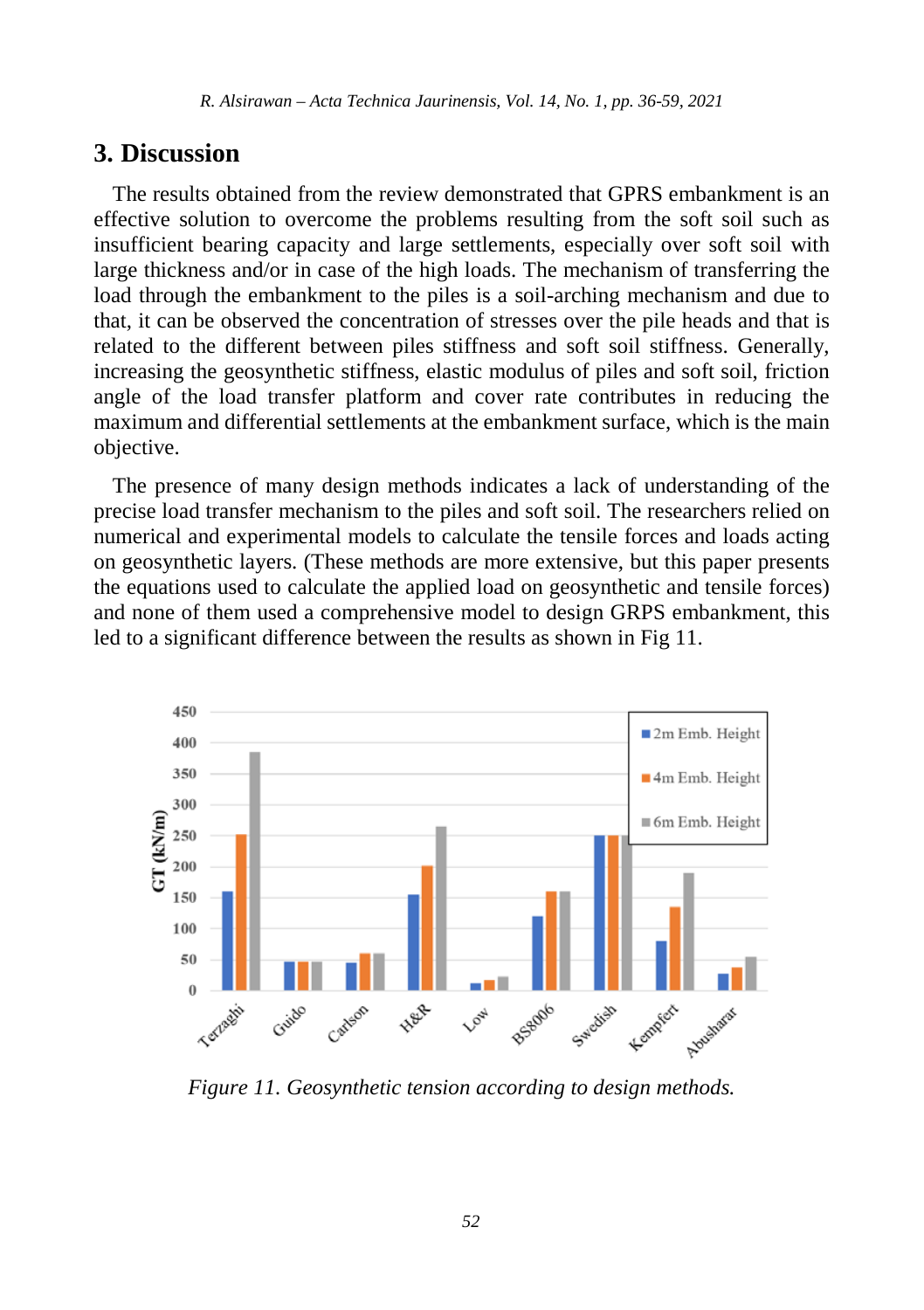## 3. Discussion

The results obtained from the review demonstrated that GPRS embankment is an effective solution to overcome the problems resulting from the soft soil such as insufficient bearing capacity and large settlements, especially over soft soil with large thickness and/or in case of the high loads. The mechanism of transferring the load through the embankment to the piles is a soil-arching mechanism and due to that, it can be observed the concentration of stresses over the pile heads and that is related to the different between piles stiffness and soft soil stiffness. Generally, increasing the geosynthetic stiffness, elastic modulus of piles and soft soil, friction angle of the load transfer platform and cover rate contributes in reducing the maximum and differential settlements at the embankment surface, which is the main objective.

The presence of many design methods indicates a lack of understanding of the precise load transfer mechanism to the piles and soft soil. The researchers relied on numerical and experimental models to calculate the tensile forces and loads acting on geosynthetic layers. (These methods are more extensive, but this paper presents the equations used to calculate the applied load on geosynthetic and tensile forces) and none of them used a comprehensive model to design GRPS embankment, this led to a significant difference between the results as shown in Fig 11.

*Figure 11. Geosynthetic tension according to design methods.*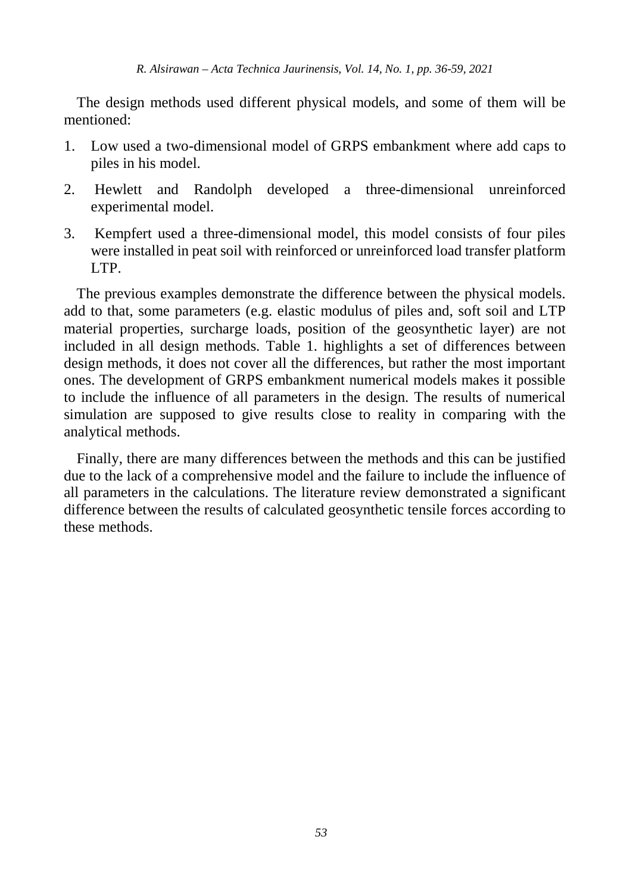The design methods used different physical models, and some of them will be mentioned:

1. Low used a two-dimensional model of GRPS embankment where add caps to piles in his model.
2. Hewlett and Randolph developed a three-dimensional unreinforced experimental model.
3. Kempfert used a three-dimensional model, this model consists of four piles were installed in peat soil with reinforced or unreinforced load transfer platform LTP.

The previous examples demonstrate the difference between the physical models. add to that, some parameters (e.g. elastic modulus of piles and, soft soil and LTP material properties, surcharge loads, position of the geosynthetic layer) are not included in all design methods. Table 1. highlights a set of differences between design methods, it does not cover all the differences, but rather the most important ones. The development of GRPS embankment numerical models makes it possible to include the influence of all parameters in the design. The results of numerical simulation are supposed to give results close to reality in comparing with the analytical methods.

Finally, there are many differences between the methods and this can be justified due to the lack of a comprehensive model and the failure to include the influence of all parameters in the calculations. The literature review demonstrated a significant difference between the results of calculated geosynthetic tensile forces according to these methods.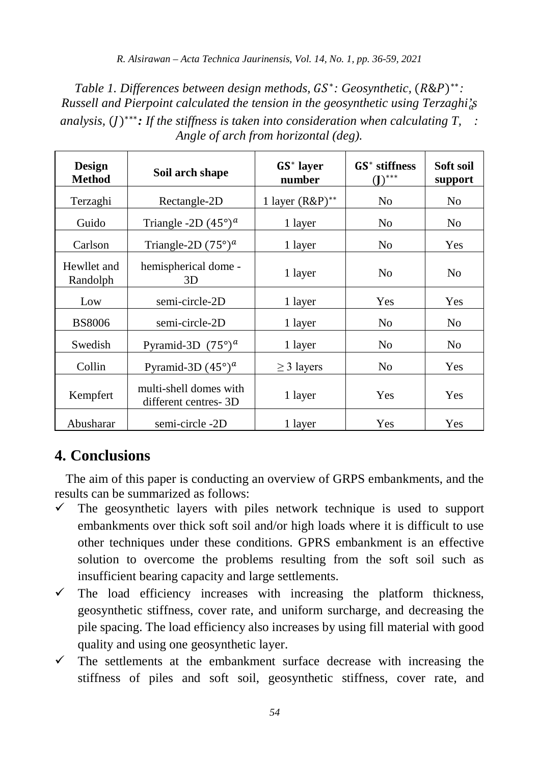*Table 1. Differences between design methods, $GS^*$: Geosynthetic, $(R\&P)^{**}$: Russell and Pierpoint calculated the tension in the geosynthetic using Terzaghi's analysis, $(J)^{***}$: If the stiffness is taken into consideration when calculating T, $\alpha$: Angle of arch from horizontal (deg).*

| Design Method | Soil arch shape | $GS^*$ layer number | $GS^*$ stiffness $(J)^{***}$ | Soft soil support |
|---|---|---|---|---|
| Terzaghi | Rectangle-2D | 1 layer $(R\&P)^{**}$ | No | No |
| Guido | Triangle -2D $(45°)^a$ | 1 layer | No | No |
| Carlson | Triangle-2D $(75°)^a$ | 1 layer | No | Yes |
| Hewllet and Randolph | hemispherical dome - 3D | 1 layer | No | No |
| Low | semi-circle-2D | 1 layer | Yes | Yes |
| BS8006 | semi-circle-2D | 1 layer | No | No |
| Swedish | Pyramid-3D $(75°)^a$ | 1 layer | No | No |
| Collin | Pyramid-3D $(45°)^a$ | $\geq 3$ layers | No | Yes |
| Kempfert | multi-shell domes with different centres- 3D | 1 layer | Yes | Yes |
| Abusharar | semi-circle -2D | 1 layer | Yes | Yes |

## 4. Conclusions

The aim of this paper is conducting an overview of GRPS embankments, and the results can be summarized as follows:

- ✓ The geosynthetic layers with piles network technique is used to support embankments over thick soft soil and/or high loads where it is difficult to use other techniques under these conditions. GPRS embankment is an effective solution to overcome the problems resulting from the soft soil such as insufficient bearing capacity and large settlements.
- ✓ The load efficiency increases with increasing the platform thickness, geosynthetic stiffness, cover rate, and uniform surcharge, and decreasing the pile spacing. The load efficiency also increases by using fill material with good quality and using one geosynthetic layer.
- ✓ The settlements at the embankment surface decrease with increasing the stiffness of piles and soft soil, geosynthetic stiffness, cover rate, and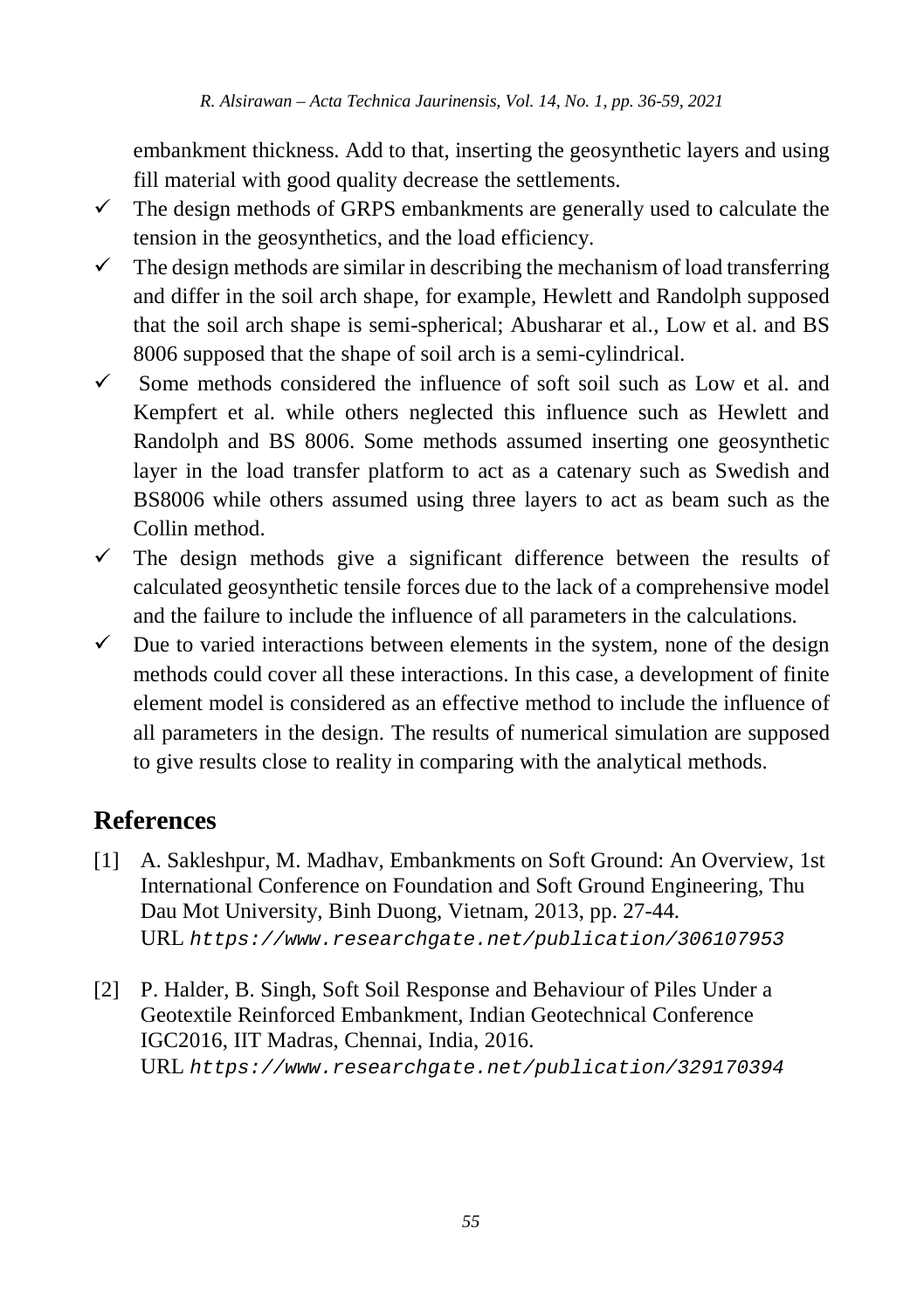embankment thickness. Add to that, inserting the geosynthetic layers and using fill material with good quality decrease the settlements.

- ✓ The design methods of GRPS embankments are generally used to calculate the tension in the geosynthetics, and the load efficiency.
- ✓ The design methods are similar in describing the mechanism of load transferring and differ in the soil arch shape, for example, Hewlett and Randolph supposed that the soil arch shape is semi-spherical; Abusharar et al., Low et al. and BS 8006 supposed that the shape of soil arch is a semi-cylindrical.
- ✓ Some methods considered the influence of soft soil such as Low et al. and Kempfert et al. while others neglected this influence such as Hewlett and Randolph and BS 8006. Some methods assumed inserting one geosynthetic layer in the load transfer platform to act as a catenary such as Swedish and BS8006 while others assumed using three layers to act as beam such as the Collin method.
- ✓ The design methods give a significant difference between the results of calculated geosynthetic tensile forces due to the lack of a comprehensive model and the failure to include the influence of all parameters in the calculations.
- ✓ Due to varied interactions between elements in the system, none of the design methods could cover all these interactions. In this case, a development of finite element model is considered as an effective method to include the influence of all parameters in the design. The results of numerical simulation are supposed to give results close to reality in comparing with the analytical methods.

## References

[1] A. Sakleshpur, M. Madhav, Embankments on Soft Ground: An Overview, 1st International Conference on Foundation and Soft Ground Engineering, Thu Dau Mot University, Binh Duong, Vietnam, 2013, pp. 27-44. URL *https://www.researchgate.net/publication/306107953*

[2] P. Halder, B. Singh, Soft Soil Response and Behaviour of Piles Under a Geotextile Reinforced Embankment, Indian Geotechnical Conference IGC2016, IIT Madras, Chennai, India, 2016. URL *https://www.researchgate.net/publication/329170394*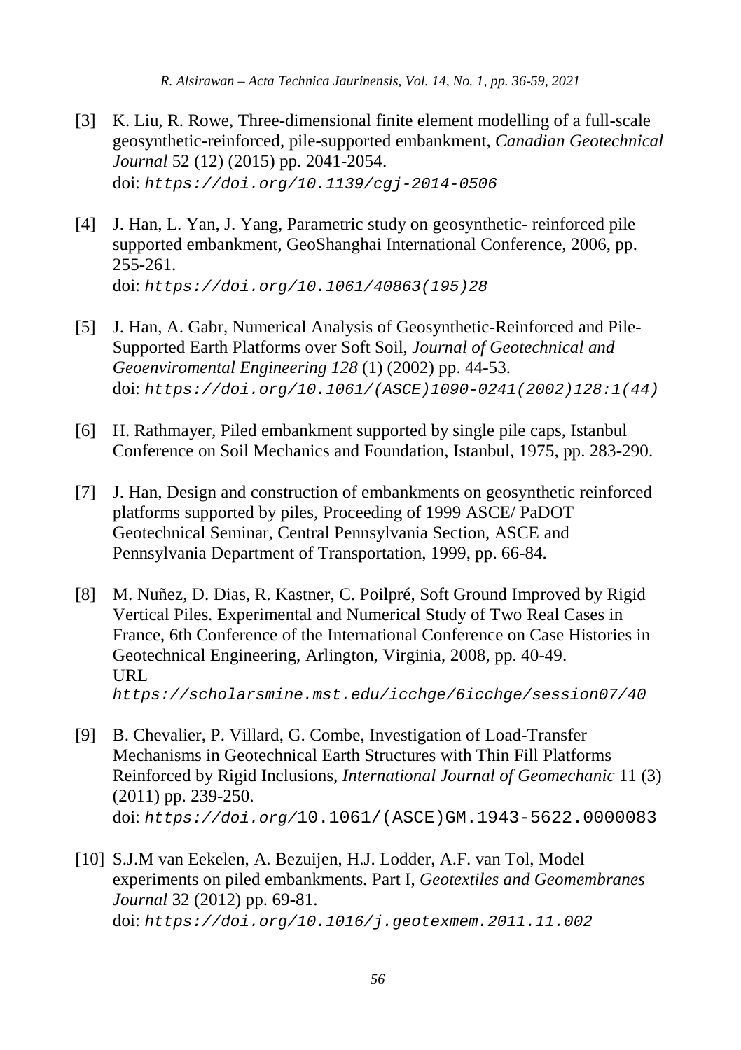[3] K. Liu, R. Rowe, Three-dimensional finite element modelling of a full-scale geosynthetic-reinforced, pile-supported embankment, *Canadian Geotechnical Journal* 52 (12) (2015) pp. 2041-2054.
doi: https://doi.org/10.1139/cgj-2014-0506

[4] J. Han, L. Yan, J. Yang, Parametric study on geosynthetic- reinforced pile supported embankment, GeoShanghai International Conference, 2006, pp. 255-261.
doi: https://doi.org/10.1061/40863(195)28

[5] J. Han, A. Gabr, Numerical Analysis of Geosynthetic-Reinforced and Pile-Supported Earth Platforms over Soft Soil, *Journal of Geotechnical and Geoenviromental Engineering 128* (1) (2002) pp. 44-53.
doi: https://doi.org/10.1061/(ASCE)1090-0241(2002)128:1(44)

[6] H. Rathmayer, Piled embankment supported by single pile caps, Istanbul Conference on Soil Mechanics and Foundation, Istanbul, 1975, pp. 283-290.

[7] J. Han, Design and construction of embankments on geosynthetic reinforced platforms supported by piles, Proceeding of 1999 ASCE/ PaDOT Geotechnical Seminar, Central Pennsylvania Section, ASCE and Pennsylvania Department of Transportation, 1999, pp. 66-84.

[8] M. Nuñez, D. Dias, R. Kastner, C. Poilpré, Soft Ground Improved by Rigid Vertical Piles. Experimental and Numerical Study of Two Real Cases in France, 6th Conference of the International Conference on Case Histories in Geotechnical Engineering, Arlington, Virginia, 2008, pp. 40-49.
URL
https://scholarsmine.mst.edu/icchge/6icchge/session07/40

[9] B. Chevalier, P. Villard, G. Combe, Investigation of Load-Transfer Mechanisms in Geotechnical Earth Structures with Thin Fill Platforms Reinforced by Rigid Inclusions, *International Journal of Geomechanic* 11 (3) (2011) pp. 239-250.
doi: https://doi.org/10.1061/(ASCE)GM.1943-5622.0000083

[10] S.J.M van Eekelen, A. Bezuijen, H.J. Lodder, A.F. van Tol, Model experiments on piled embankments. Part I, *Geotextiles and Geomembranes Journal* 32 (2012) pp. 69-81.
doi: https://doi.org/10.1016/j.geotexmem.2011.11.002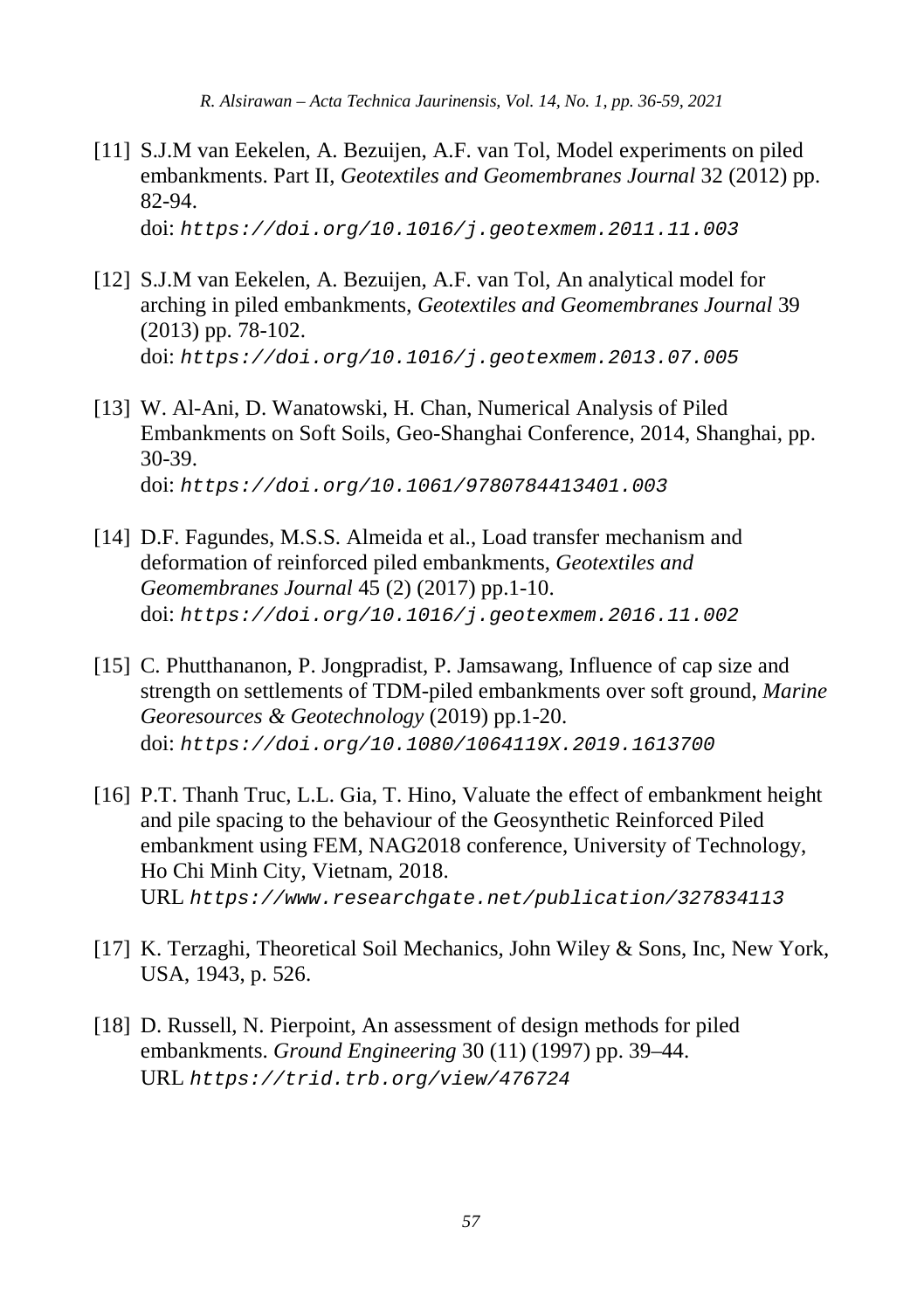[11] S.J.M van Eekelen, A. Bezuijen, A.F. van Tol, Model experiments on piled embankments. Part II, *Geotextiles and Geomembranes Journal* 32 (2012) pp. 82-94.
doi: `https://doi.org/10.1016/j.geotexmem.2011.11.003`

[12] S.J.M van Eekelen, A. Bezuijen, A.F. van Tol, An analytical model for arching in piled embankments, *Geotextiles and Geomembranes Journal* 39 (2013) pp. 78-102.
doi: `https://doi.org/10.1016/j.geotexmem.2013.07.005`

[13] W. Al-Ani, D. Wanatowski, H. Chan, Numerical Analysis of Piled Embankments on Soft Soils, Geo-Shanghai Conference, 2014, Shanghai, pp. 30-39.
doi: `https://doi.org/10.1061/9780784413401.003`

[14] D.F. Fagundes, M.S.S. Almeida et al., Load transfer mechanism and deformation of reinforced piled embankments, *Geotextiles and Geomembranes Journal* 45 (2) (2017) pp.1-10.
doi: `https://doi.org/10.1016/j.geotexmem.2016.11.002`

[15] C. Phutthananon, P. Jongpradist, P. Jamsawang, Influence of cap size and strength on settlements of TDM-piled embankments over soft ground, *Marine Georesources & Geotechnology* (2019) pp.1-20.
doi: `https://doi.org/10.1080/1064119X.2019.1613700`

[16] P.T. Thanh Truc, L.L. Gia, T. Hino, Valuate the effect of embankment height and pile spacing to the behaviour of the Geosynthetic Reinforced Piled embankment using FEM, NAG2018 conference, University of Technology, Ho Chi Minh City, Vietnam, 2018.
URL `https://www.researchgate.net/publication/327834113`

[17] K. Terzaghi, Theoretical Soil Mechanics, John Wiley & Sons, Inc, New York, USA, 1943, p. 526.

[18] D. Russell, N. Pierpoint, An assessment of design methods for piled embankments. *Ground Engineering* 30 (11) (1997) pp. 39–44.
URL `https://trid.trb.org/view/476724`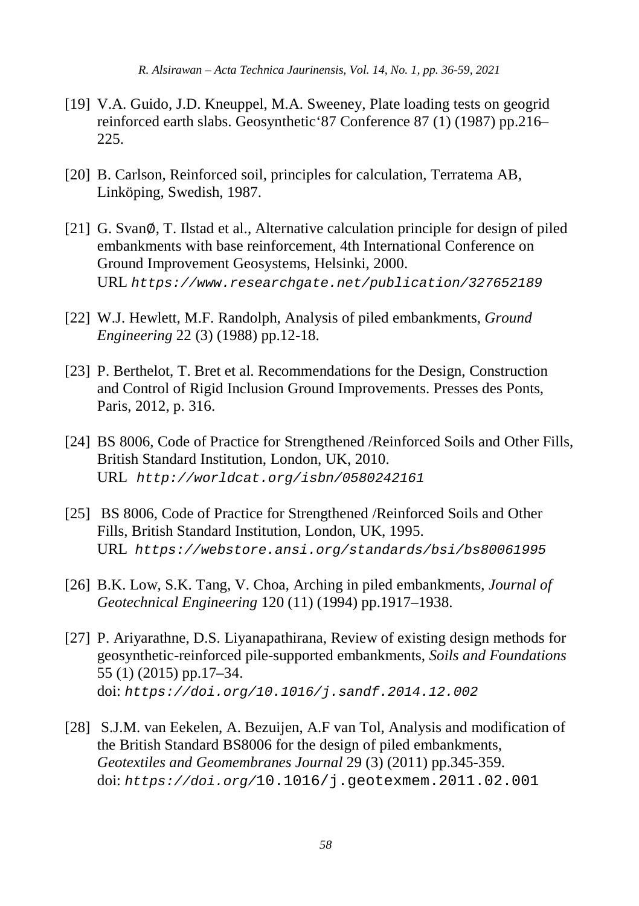[19] V.A. Guido, J.D. Kneuppel, M.A. Sweeney, Plate loading tests on geogrid reinforced earth slabs. Geosynthetic‘87 Conference 87 (1) (1987) pp.216–225.

[20] B. Carlson, Reinforced soil, principles for calculation, Terratema AB, Linköping, Swedish, 1987.

[21] G. SvanØ, T. Ilstad et al., Alternative calculation principle for design of piled embankments with base reinforcement, 4th International Conference on Ground Improvement Geosystems, Helsinki, 2000. URL `https://www.researchgate.net/publication/327652189`

[22] W.J. Hewlett, M.F. Randolph, Analysis of piled embankments, *Ground Engineering* 22 (3) (1988) pp.12-18.

[23] P. Berthelot, T. Bret et al. Recommendations for the Design, Construction and Control of Rigid Inclusion Ground Improvements. Presses des Ponts, Paris, 2012, p. 316.

[24] BS 8006, Code of Practice for Strengthened /Reinforced Soils and Other Fills, British Standard Institution, London, UK, 2010. URL `http://worldcat.org/isbn/0580242161`

[25] BS 8006, Code of Practice for Strengthened /Reinforced Soils and Other Fills, British Standard Institution, London, UK, 1995. URL `https://webstore.ansi.org/standards/bsi/bs80061995`

[26] B.K. Low, S.K. Tang, V. Choa, Arching in piled embankments, *Journal of Geotechnical Engineering* 120 (11) (1994) pp.1917–1938.

[27] P. Ariyarathne, D.S. Liyanapathirana, Review of existing design methods for geosynthetic-reinforced pile-supported embankments, *Soils and Foundations* 55 (1) (2015) pp.17–34. doi: `https://doi.org/10.1016/j.sandf.2014.12.002`

[28] S.J.M. van Eekelen, A. Bezuijen, A.F van Tol, Analysis and modification of the British Standard BS8006 for the design of piled embankments, *Geotextiles and Geomembranes Journal* 29 (3) (2011) pp.345-359. doi: `https://doi.org/10.1016/j.geotexmem.2011.02.001`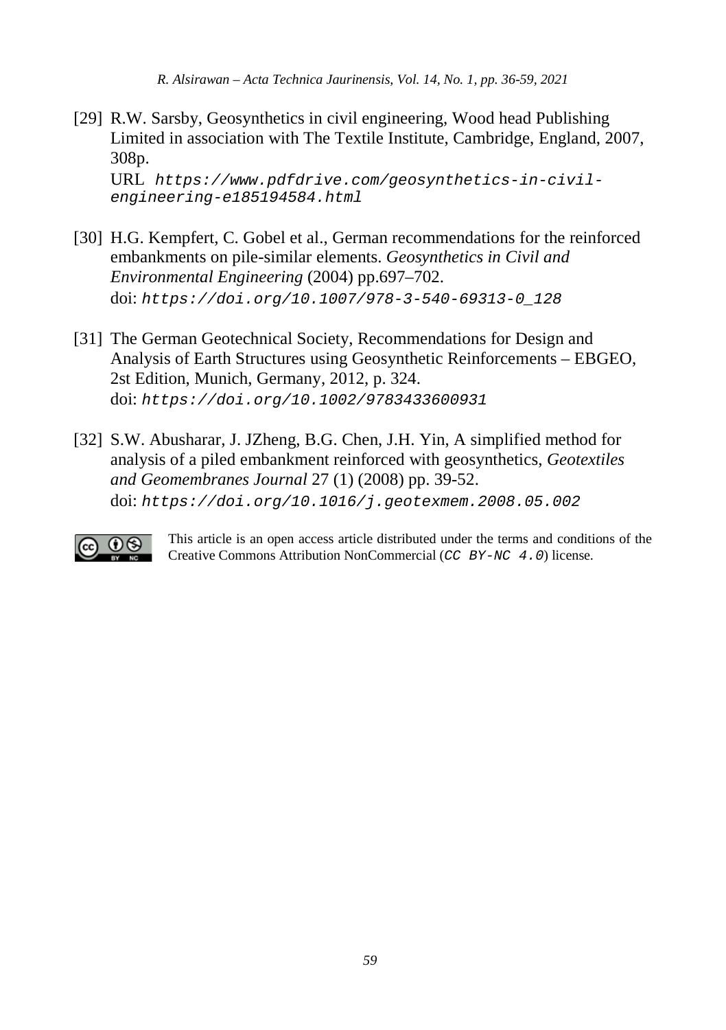[29] R.W. Sarsby, Geosynthetics in civil engineering, Wood head Publishing Limited in association with The Textile Institute, Cambridge, England, 2007, 308p.
URL *https://www.pdfdrive.com/geosynthetics-in-civil-engineering-e185194584.html*

[30] H.G. Kempfert, C. Gobel et al., German recommendations for the reinforced embankments on pile-similar elements. *Geosynthetics in Civil and Environmental Engineering* (2004) pp.697–702.
doi: *https://doi.org/10.1007/978-3-540-69313-0_128*

[31] The German Geotechnical Society, Recommendations for Design and Analysis of Earth Structures using Geosynthetic Reinforcements – EBGEO, 2st Edition, Munich, Germany, 2012, p. 324.
doi: *https://doi.org/10.1002/9783433600931*

[32] S.W. Abusharar, J. JZheng, B.G. Chen, J.H. Yin, A simplified method for analysis of a piled embankment reinforced with geosynthetics, *Geotextiles and Geomembranes Journal* 27 (1) (2008) pp. 39-52.
doi: *https://doi.org/10.1016/j.geotexmem.2008.05.002*

This article is an open access article distributed under the terms and conditions of the Creative Commons Attribution NonCommercial (*CC BY-NC 4.0*) license.